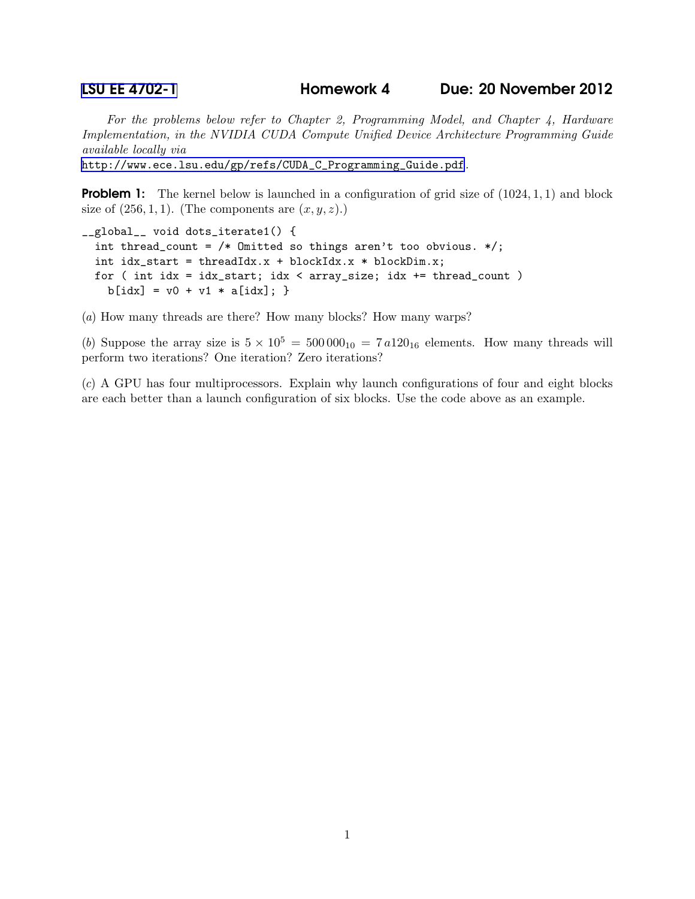LSU EE 4702-1 **Homework 4** **Due: 20 November 2012**

*For the problems below refer to Chapter 2, Programming Model, and Chapter 4, Hardware Implementation, in the NVIDIA CUDA Compute Unified Device Architecture Programming Guide available locally via*
http://www.ece.lsu.edu/gp/refs/CUDA_C_Programming_Guide.pdf.

**Problem 1:** The kernel below is launched in a configuration of grid size of $(1024, 1, 1)$ and block size of $(256, 1, 1)$. (The components are $(x, y, z)$.)

```
__global__ void dots_iterate1() {
  int thread_count = /* Omitted so things aren't too obvious. */;
  int idx_start = threadIdx.x + blockIdx.x * blockDim.x;
  for ( int idx = idx_start; idx < array_size; idx += thread_count )
    b[idx] = v0 + v1 * a[idx]; }
```

(*a*) How many threads are there? How many blocks? How many warps?

(*b*) Suppose the array size is $5 \times 10^5 = 500\,000_{10} = 7\,a120_{16}$ elements. How many threads will perform two iterations? One iteration? Zero iterations?

(*c*) A GPU has four multiprocessors. Explain why launch configurations of four and eight blocks are each better than a launch configuration of six blocks. Use the code above as an example.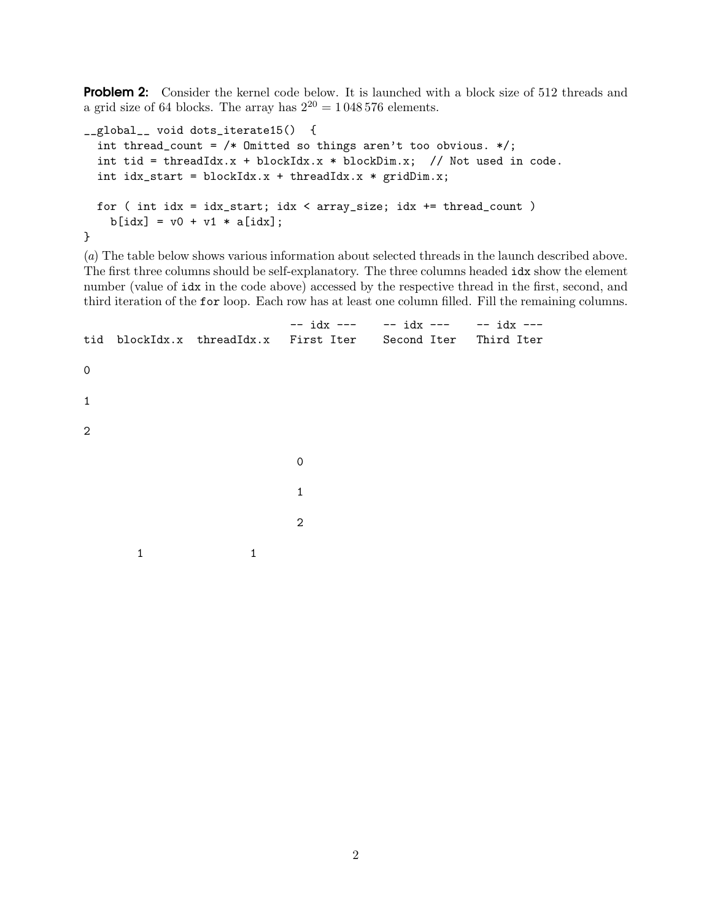**Problem 2:** Consider the kernel code below. It is launched with a block size of 512 threads and a grid size of 64 blocks. The array has $2^{20} = 1\,048\,576$ elements.

```
__global__ void dots_iterate15()  {
  int thread_count = /* Omitted so things aren't too obvious. */;
  int tid = threadIdx.x + blockIdx.x * blockDim.x;  // Not used in code.
  int idx_start = blockIdx.x + threadIdx.x * gridDim.x;

  for ( int idx = idx_start; idx < array_size; idx += thread_count )
    b[idx] = v0 + v1 * a[idx];
}
```

(*a*) The table below shows various information about selected threads in the launch described above. The first three columns should be self-explanatory. The three columns headed `idx` show the element number (value of `idx` in the code above) accessed by the respective thread in the first, second, and third iteration of the `for` loop. Each row has at least one column filled. Fill the remaining columns.

| tid | blockIdx.x | threadIdx.x | -- idx --- First Iter | -- idx --- Second Iter | -- idx --- Third Iter |
|---|---|---|---|---|---|
| 0 | | | | | |
| 1 | | | | | |
| 2 | | | | | |
| | | | 0 | | |
| | | | 1 | | |
| | | | 2 | | |
| | 1 | 1 | | | |